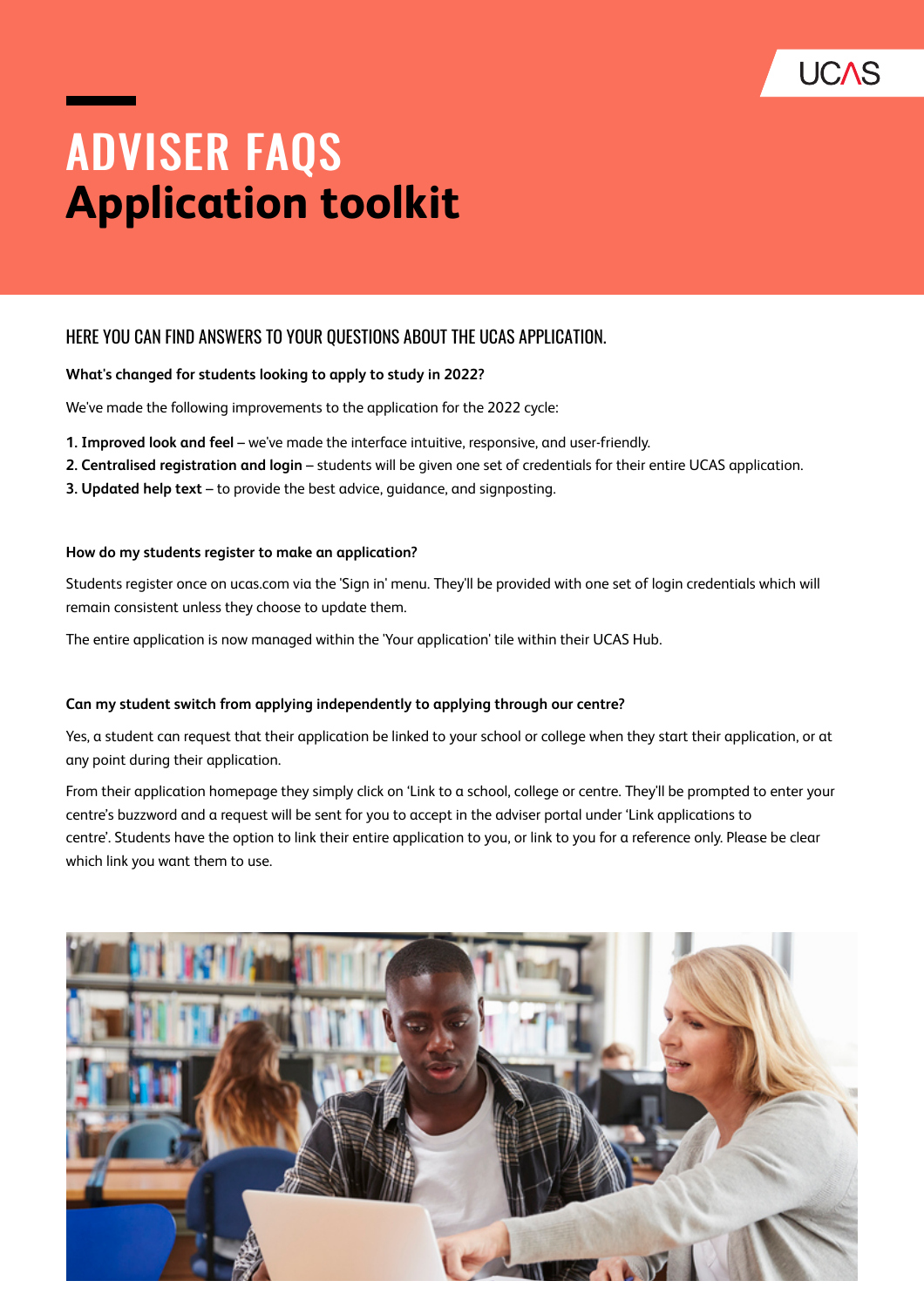# ADVISER FAQS
# Application toolkit

## HERE YOU CAN FIND ANSWERS TO YOUR QUESTIONS ABOUT THE UCAS APPLICATION.

**What's changed for students looking to apply to study in 2022?**

We've made the following improvements to the application for the 2022 cycle:

1. **Improved look and feel** – we've made the interface intuitive, responsive, and user-friendly.
2. **Centralised registration and login** – students will be given one set of credentials for their entire UCAS application.
3. **Updated help text** – to provide the best advice, guidance, and signposting.

**How do my students register to make an application?**

Students register once on ucas.com via the 'Sign in' menu. They'll be provided with one set of login credentials which will remain consistent unless they choose to update them.

The entire application is now managed within the 'Your application' tile within their UCAS Hub.

**Can my student switch from applying independently to applying through our centre?**

Yes, a student can request that their application be linked to your school or college when they start their application, or at any point during their application.

From their application homepage they simply click on 'Link to a school, college or centre. They'll be prompted to enter your centre's buzzword and a request will be sent for you to accept in the adviser portal under 'Link applications to centre'. Students have the option to link their entire application to you, or link to you for a reference only. Please be clear which link you want them to use.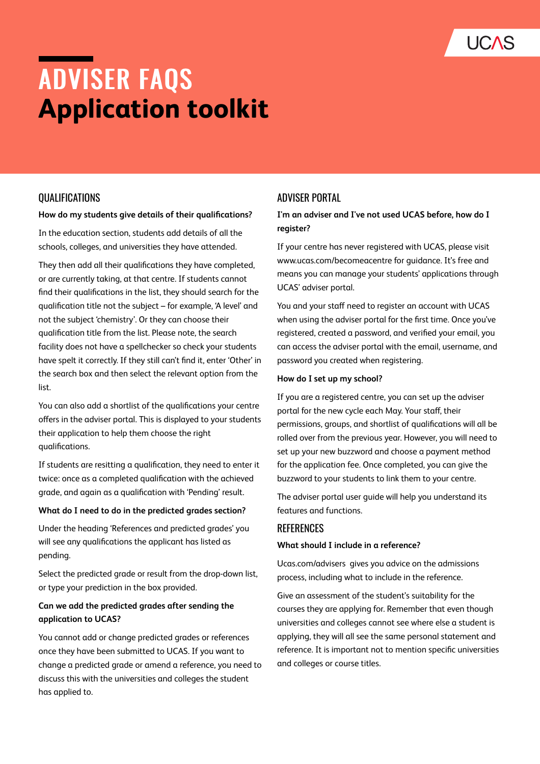# ADVISER FAQS
# Application toolkit

## QUALIFICATIONS

**How do my students give details of their qualifications?**

In the education section, students add details of all the schools, colleges, and universities they have attended.

They then add all their qualifications they have completed, or are currently taking, at that centre. If students cannot find their qualifications in the list, they should search for the qualification title not the subject – for example, 'A level' and not the subject 'chemistry'. Or they can choose their qualification title from the list. Please note, the search facility does not have a spellchecker so check your students have spelt it correctly. If they still can't find it, enter 'Other' in the search box and then select the relevant option from the list.

You can also add a shortlist of the qualifications your centre offers in the adviser portal. This is displayed to your students their application to help them choose the right qualifications.

If students are resitting a qualification, they need to enter it twice: once as a completed qualification with the achieved grade, and again as a qualification with 'Pending' result.

**What do I need to do in the predicted grades section?**

Under the heading 'References and predicted grades' you will see any qualifications the applicant has listed as pending.

Select the predicted grade or result from the drop-down list, or type your prediction in the box provided.

**Can we add the predicted grades after sending the application to UCAS?**

You cannot add or change predicted grades or references once they have been submitted to UCAS. If you want to change a predicted grade or amend a reference, you need to discuss this with the universities and colleges the student has applied to.

## ADVISER PORTAL

**I'm an adviser and I've not used UCAS before, how do I register?**

If your centre has never registered with UCAS, please visit www.ucas.com/becomeacentre for guidance. It's free and means you can manage your students' applications through UCAS' adviser portal.

You and your staff need to register an account with UCAS when using the adviser portal for the first time. Once you've registered, created a password, and verified your email, you can access the adviser portal with the email, username, and password you created when registering.

**How do I set up my school?**

If you are a registered centre, you can set up the adviser portal for the new cycle each May. Your staff, their permissions, groups, and shortlist of qualifications will all be rolled over from the previous year. However, you will need to set up your new buzzword and choose a payment method for the application fee. Once completed, you can give the buzzword to your students to link them to your centre.

The adviser portal user guide will help you understand its features and functions.

## REFERENCES

**What should I include in a reference?**

Ucas.com/advisers gives you advice on the admissions process, including what to include in the reference.

Give an assessment of the student's suitability for the courses they are applying for. Remember that even though universities and colleges cannot see where else a student is applying, they will all see the same personal statement and reference. It is important not to mention specific universities and colleges or course titles.